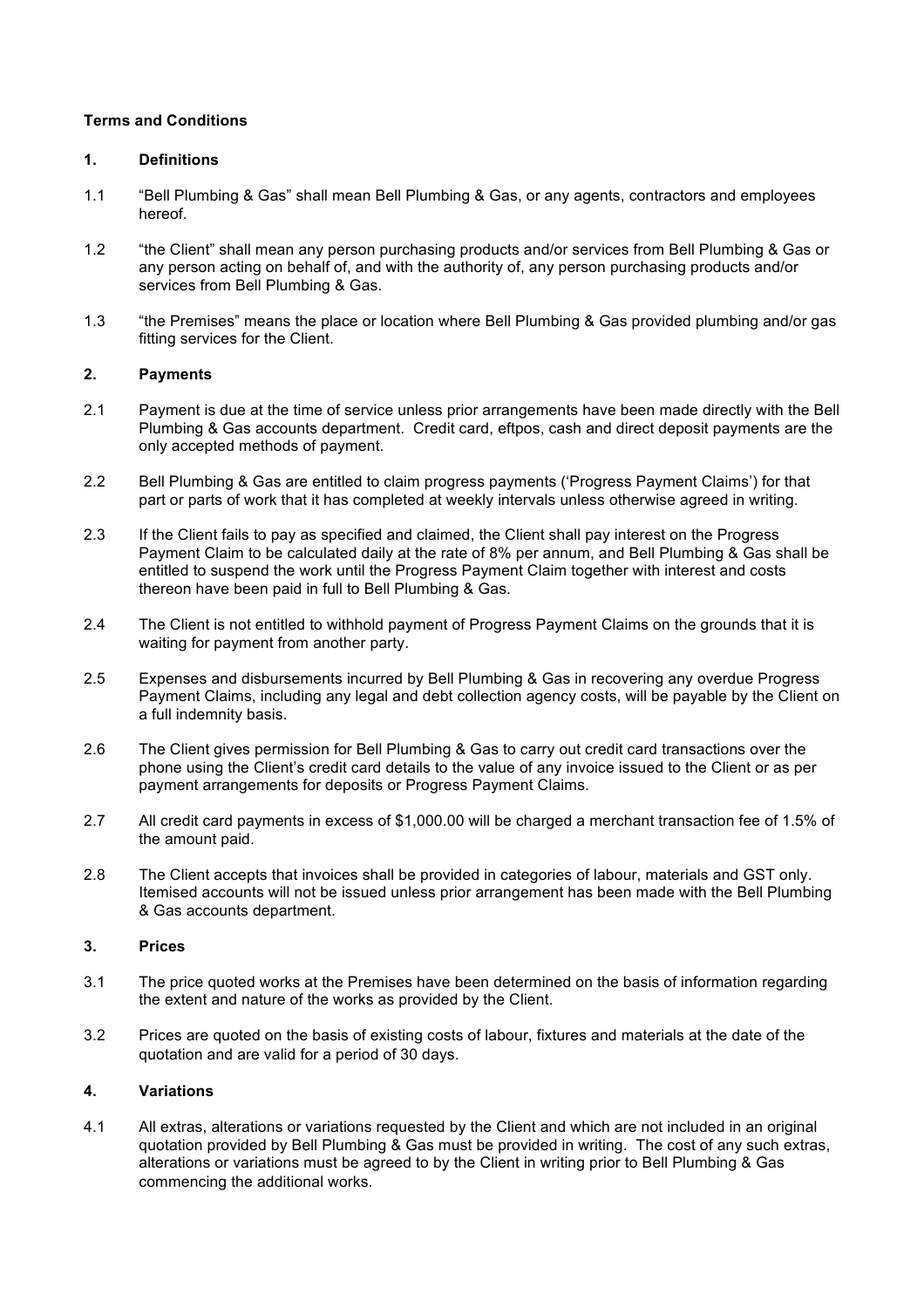**Terms and Conditions**

**1. Definitions**

1.1 "Bell Plumbing & Gas" shall mean Bell Plumbing & Gas, or any agents, contractors and employees hereof.

1.2 "the Client" shall mean any person purchasing products and/or services from Bell Plumbing & Gas or any person acting on behalf of, and with the authority of, any person purchasing products and/or services from Bell Plumbing & Gas.

1.3 "the Premises" means the place or location where Bell Plumbing & Gas provided plumbing and/or gas fitting services for the Client.

**2. Payments**

2.1 Payment is due at the time of service unless prior arrangements have been made directly with the Bell Plumbing & Gas accounts department. Credit card, eftpos, cash and direct deposit payments are the only accepted methods of payment.

2.2 Bell Plumbing & Gas are entitled to claim progress payments ('Progress Payment Claims') for that part or parts of work that it has completed at weekly intervals unless otherwise agreed in writing.

2.3 If the Client fails to pay as specified and claimed, the Client shall pay interest on the Progress Payment Claim to be calculated daily at the rate of 8% per annum, and Bell Plumbing & Gas shall be entitled to suspend the work until the Progress Payment Claim together with interest and costs thereon have been paid in full to Bell Plumbing & Gas.

2.4 The Client is not entitled to withhold payment of Progress Payment Claims on the grounds that it is waiting for payment from another party.

2.5 Expenses and disbursements incurred by Bell Plumbing & Gas in recovering any overdue Progress Payment Claims, including any legal and debt collection agency costs, will be payable by the Client on a full indemnity basis.

2.6 The Client gives permission for Bell Plumbing & Gas to carry out credit card transactions over the phone using the Client's credit card details to the value of any invoice issued to the Client or as per payment arrangements for deposits or Progress Payment Claims.

2.7 All credit card payments in excess of $1,000.00 will be charged a merchant transaction fee of 1.5% of the amount paid.

2.8 The Client accepts that invoices shall be provided in categories of labour, materials and GST only. Itemised accounts will not be issued unless prior arrangement has been made with the Bell Plumbing & Gas accounts department.

**3. Prices**

3.1 The price quoted works at the Premises have been determined on the basis of information regarding the extent and nature of the works as provided by the Client.

3.2 Prices are quoted on the basis of existing costs of labour, fixtures and materials at the date of the quotation and are valid for a period of 30 days.

**4. Variations**

4.1 All extras, alterations or variations requested by the Client and which are not included in an original quotation provided by Bell Plumbing & Gas must be provided in writing. The cost of any such extras, alterations or variations must be agreed to by the Client in writing prior to Bell Plumbing & Gas commencing the additional works.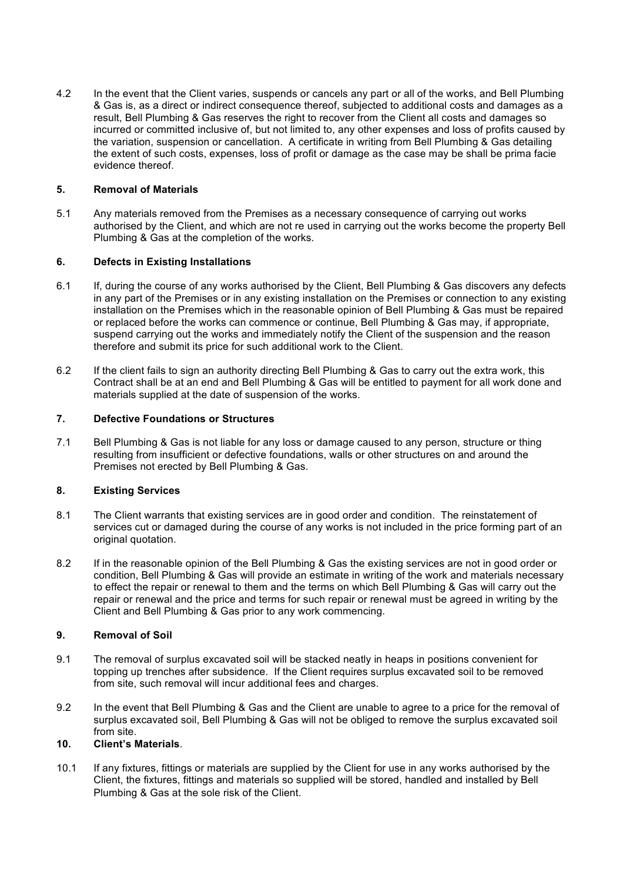4.2 In the event that the Client varies, suspends or cancels any part or all of the works, and Bell Plumbing & Gas is, as a direct or indirect consequence thereof, subjected to additional costs and damages as a result, Bell Plumbing & Gas reserves the right to recover from the Client all costs and damages so incurred or committed inclusive of, but not limited to, any other expenses and loss of profits caused by the variation, suspension or cancellation. A certificate in writing from Bell Plumbing & Gas detailing the extent of such costs, expenses, loss of profit or damage as the case may be shall be prima facie evidence thereof.

### 5. Removal of Materials

5.1 Any materials removed from the Premises as a necessary consequence of carrying out works authorised by the Client, and which are not re used in carrying out the works become the property Bell Plumbing & Gas at the completion of the works.

### 6. Defects in Existing Installations

6.1 If, during the course of any works authorised by the Client, Bell Plumbing & Gas discovers any defects in any part of the Premises or in any existing installation on the Premises or connection to any existing installation on the Premises which in the reasonable opinion of Bell Plumbing & Gas must be repaired or replaced before the works can commence or continue, Bell Plumbing & Gas may, if appropriate, suspend carrying out the works and immediately notify the Client of the suspension and the reason therefore and submit its price for such additional work to the Client.

6.2 If the client fails to sign an authority directing Bell Plumbing & Gas to carry out the extra work, this Contract shall be at an end and Bell Plumbing & Gas will be entitled to payment for all work done and materials supplied at the date of suspension of the works.

### 7. Defective Foundations or Structures

7.1 Bell Plumbing & Gas is not liable for any loss or damage caused to any person, structure or thing resulting from insufficient or defective foundations, walls or other structures on and around the Premises not erected by Bell Plumbing & Gas.

### 8. Existing Services

8.1 The Client warrants that existing services are in good order and condition. The reinstatement of services cut or damaged during the course of any works is not included in the price forming part of an original quotation.

8.2 If in the reasonable opinion of the Bell Plumbing & Gas the existing services are not in good order or condition, Bell Plumbing & Gas will provide an estimate in writing of the work and materials necessary to effect the repair or renewal to them and the terms on which Bell Plumbing & Gas will carry out the repair or renewal and the price and terms for such repair or renewal must be agreed in writing by the Client and Bell Plumbing & Gas prior to any work commencing.

### 9. Removal of Soil

9.1 The removal of surplus excavated soil will be stacked neatly in heaps in positions convenient for topping up trenches after subsidence. If the Client requires surplus excavated soil to be removed from site, such removal will incur additional fees and charges.

9.2 In the event that Bell Plumbing & Gas and the Client are unable to agree to a price for the removal of surplus excavated soil, Bell Plumbing & Gas will not be obliged to remove the surplus excavated soil from site.

### 10. Client's Materials.

10.1 If any fixtures, fittings or materials are supplied by the Client for use in any works authorised by the Client, the fixtures, fittings and materials so supplied will be stored, handled and installed by Bell Plumbing & Gas at the sole risk of the Client.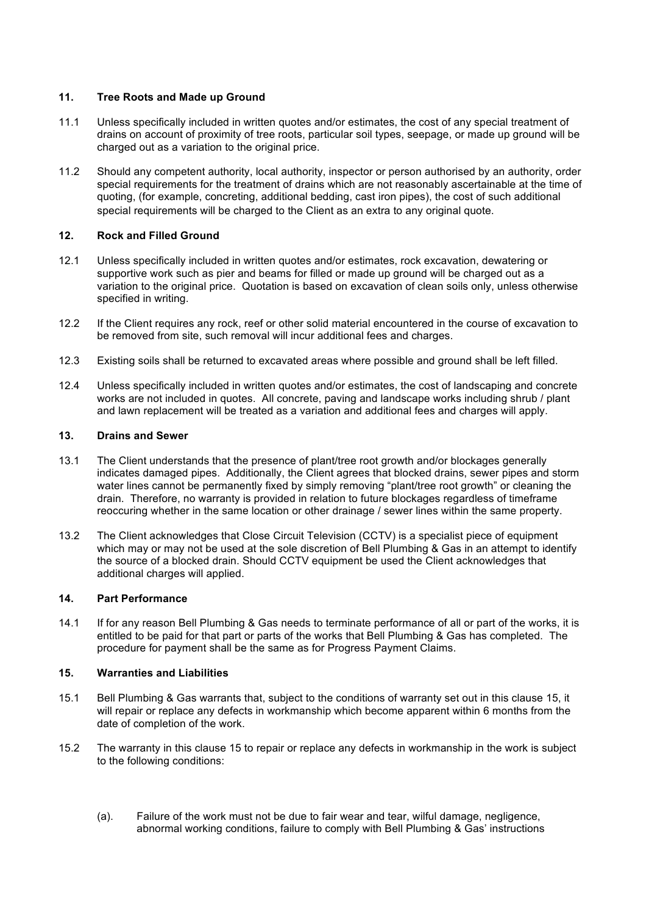## 11. Tree Roots and Made up Ground

11.1 Unless specifically included in written quotes and/or estimates, the cost of any special treatment of drains on account of proximity of tree roots, particular soil types, seepage, or made up ground will be charged out as a variation to the original price.

11.2 Should any competent authority, local authority, inspector or person authorised by an authority, order special requirements for the treatment of drains which are not reasonably ascertainable at the time of quoting, (for example, concreting, additional bedding, cast iron pipes), the cost of such additional special requirements will be charged to the Client as an extra to any original quote.

## 12. Rock and Filled Ground

12.1 Unless specifically included in written quotes and/or estimates, rock excavation, dewatering or supportive work such as pier and beams for filled or made up ground will be charged out as a variation to the original price. Quotation is based on excavation of clean soils only, unless otherwise specified in writing.

12.2 If the Client requires any rock, reef or other solid material encountered in the course of excavation to be removed from site, such removal will incur additional fees and charges.

12.3 Existing soils shall be returned to excavated areas where possible and ground shall be left filled.

12.4 Unless specifically included in written quotes and/or estimates, the cost of landscaping and concrete works are not included in quotes. All concrete, paving and landscape works including shrub / plant and lawn replacement will be treated as a variation and additional fees and charges will apply.

## 13. Drains and Sewer

13.1 The Client understands that the presence of plant/tree root growth and/or blockages generally indicates damaged pipes. Additionally, the Client agrees that blocked drains, sewer pipes and storm water lines cannot be permanently fixed by simply removing "plant/tree root growth" or cleaning the drain. Therefore, no warranty is provided in relation to future blockages regardless of timeframe reoccuring whether in the same location or other drainage / sewer lines within the same property.

13.2 The Client acknowledges that Close Circuit Television (CCTV) is a specialist piece of equipment which may or may not be used at the sole discretion of Bell Plumbing & Gas in an attempt to identify the source of a blocked drain. Should CCTV equipment be used the Client acknowledges that additional charges will applied.

## 14. Part Performance

14.1 If for any reason Bell Plumbing & Gas needs to terminate performance of all or part of the works, it is entitled to be paid for that part or parts of the works that Bell Plumbing & Gas has completed. The procedure for payment shall be the same as for Progress Payment Claims.

## 15. Warranties and Liabilities

15.1 Bell Plumbing & Gas warrants that, subject to the conditions of warranty set out in this clause 15, it will repair or replace any defects in workmanship which become apparent within 6 months from the date of completion of the work.

15.2 The warranty in this clause 15 to repair or replace any defects in workmanship in the work is subject to the following conditions:

(a). Failure of the work must not be due to fair wear and tear, wilful damage, negligence, abnormal working conditions, failure to comply with Bell Plumbing & Gas' instructions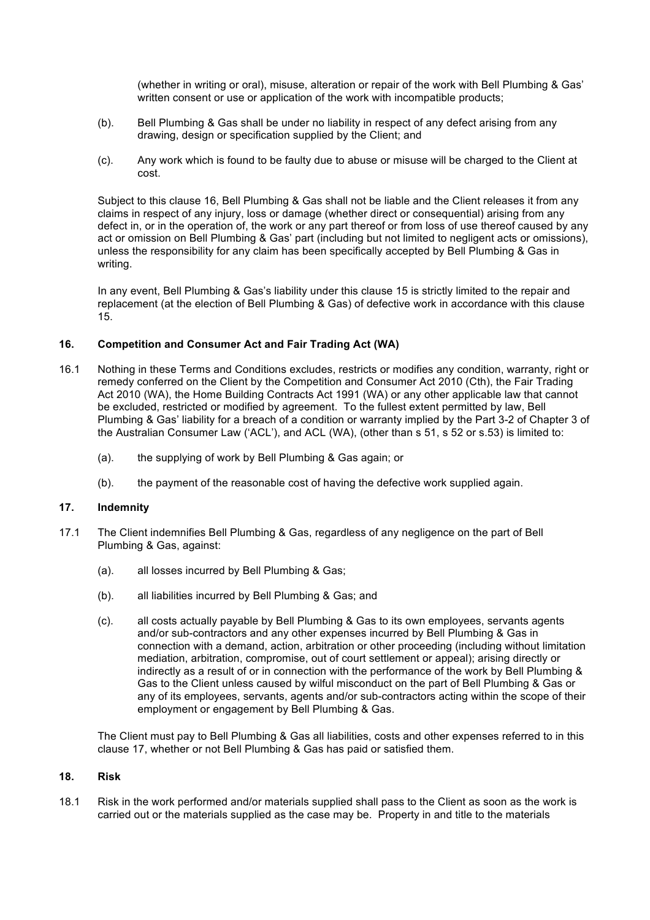(whether in writing or oral), misuse, alteration or repair of the work with Bell Plumbing & Gas' written consent or use or application of the work with incompatible products;

(b). Bell Plumbing & Gas shall be under no liability in respect of any defect arising from any drawing, design or specification supplied by the Client; and

(c). Any work which is found to be faulty due to abuse or misuse will be charged to the Client at cost.

Subject to this clause 16, Bell Plumbing & Gas shall not be liable and the Client releases it from any claims in respect of any injury, loss or damage (whether direct or consequential) arising from any defect in, or in the operation of, the work or any part thereof or from loss of use thereof caused by any act or omission on Bell Plumbing & Gas' part (including but not limited to negligent acts or omissions), unless the responsibility for any claim has been specifically accepted by Bell Plumbing & Gas in writing.

In any event, Bell Plumbing & Gas's liability under this clause 15 is strictly limited to the repair and replacement (at the election of Bell Plumbing & Gas) of defective work in accordance with this clause 15.

### 16. Competition and Consumer Act and Fair Trading Act (WA)

16.1 Nothing in these Terms and Conditions excludes, restricts or modifies any condition, warranty, right or remedy conferred on the Client by the Competition and Consumer Act 2010 (Cth), the Fair Trading Act 2010 (WA), the Home Building Contracts Act 1991 (WA) or any other applicable law that cannot be excluded, restricted or modified by agreement. To the fullest extent permitted by law, Bell Plumbing & Gas' liability for a breach of a condition or warranty implied by the Part 3-2 of Chapter 3 of the Australian Consumer Law ('ACL'), and ACL (WA), (other than s 51, s 52 or s.53) is limited to:

(a). the supplying of work by Bell Plumbing & Gas again; or

(b). the payment of the reasonable cost of having the defective work supplied again.

### 17. Indemnity

17.1 The Client indemnifies Bell Plumbing & Gas, regardless of any negligence on the part of Bell Plumbing & Gas, against:

(a). all losses incurred by Bell Plumbing & Gas;

(b). all liabilities incurred by Bell Plumbing & Gas; and

(c). all costs actually payable by Bell Plumbing & Gas to its own employees, servants agents and/or sub-contractors and any other expenses incurred by Bell Plumbing & Gas in connection with a demand, action, arbitration or other proceeding (including without limitation mediation, arbitration, compromise, out of court settlement or appeal); arising directly or indirectly as a result of or in connection with the performance of the work by Bell Plumbing & Gas to the Client unless caused by wilful misconduct on the part of Bell Plumbing & Gas or any of its employees, servants, agents and/or sub-contractors acting within the scope of their employment or engagement by Bell Plumbing & Gas.

The Client must pay to Bell Plumbing & Gas all liabilities, costs and other expenses referred to in this clause 17, whether or not Bell Plumbing & Gas has paid or satisfied them.

### 18. Risk

18.1 Risk in the work performed and/or materials supplied shall pass to the Client as soon as the work is carried out or the materials supplied as the case may be. Property in and title to the materials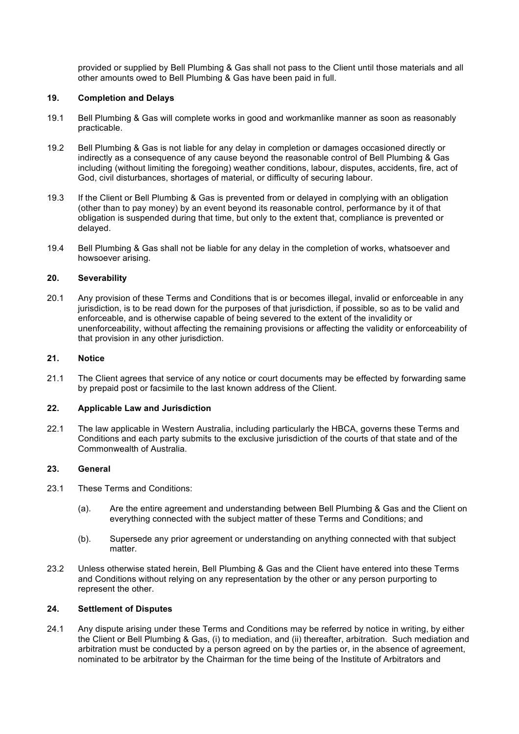provided or supplied by Bell Plumbing & Gas shall not pass to the Client until those materials and all other amounts owed to Bell Plumbing & Gas have been paid in full.

## 19. Completion and Delays

19.1 Bell Plumbing & Gas will complete works in good and workmanlike manner as soon as reasonably practicable.

19.2 Bell Plumbing & Gas is not liable for any delay in completion or damages occasioned directly or indirectly as a consequence of any cause beyond the reasonable control of Bell Plumbing & Gas including (without limiting the foregoing) weather conditions, labour, disputes, accidents, fire, act of God, civil disturbances, shortages of material, or difficulty of securing labour.

19.3 If the Client or Bell Plumbing & Gas is prevented from or delayed in complying with an obligation (other than to pay money) by an event beyond its reasonable control, performance by it of that obligation is suspended during that time, but only to the extent that, compliance is prevented or delayed.

19.4 Bell Plumbing & Gas shall not be liable for any delay in the completion of works, whatsoever and howsoever arising.

## 20. Severability

20.1 Any provision of these Terms and Conditions that is or becomes illegal, invalid or enforceable in any jurisdiction, is to be read down for the purposes of that jurisdiction, if possible, so as to be valid and enforceable, and is otherwise capable of being severed to the extent of the invalidity or unenforceability, without affecting the remaining provisions or affecting the validity or enforceability of that provision in any other jurisdiction.

## 21. Notice

21.1 The Client agrees that service of any notice or court documents may be effected by forwarding same by prepaid post or facsimile to the last known address of the Client.

## 22. Applicable Law and Jurisdiction

22.1 The law applicable in Western Australia, including particularly the HBCA, governs these Terms and Conditions and each party submits to the exclusive jurisdiction of the courts of that state and of the Commonwealth of Australia.

## 23. General

23.1 These Terms and Conditions:

(a). Are the entire agreement and understanding between Bell Plumbing & Gas and the Client on everything connected with the subject matter of these Terms and Conditions; and

(b). Supersede any prior agreement or understanding on anything connected with that subject matter.

23.2 Unless otherwise stated herein, Bell Plumbing & Gas and the Client have entered into these Terms and Conditions without relying on any representation by the other or any person purporting to represent the other.

## 24. Settlement of Disputes

24.1 Any dispute arising under these Terms and Conditions may be referred by notice in writing, by either the Client or Bell Plumbing & Gas, (i) to mediation, and (ii) thereafter, arbitration. Such mediation and arbitration must be conducted by a person agreed on by the parties or, in the absence of agreement, nominated to be arbitrator by the Chairman for the time being of the Institute of Arbitrators and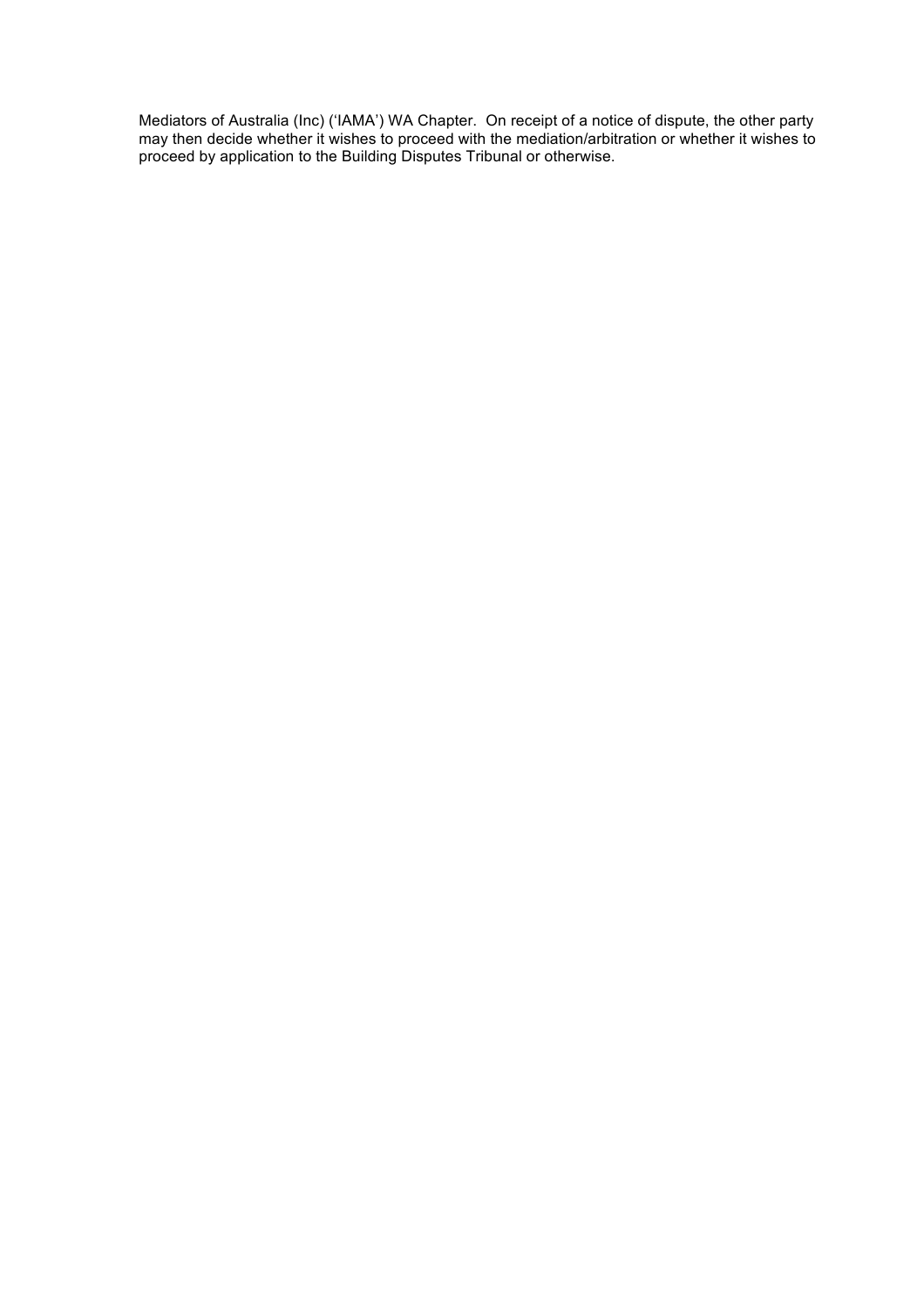Mediators of Australia (Inc) ('IAMA') WA Chapter. On receipt of a notice of dispute, the other party may then decide whether it wishes to proceed with the mediation/arbitration or whether it wishes to proceed by application to the Building Disputes Tribunal or otherwise.